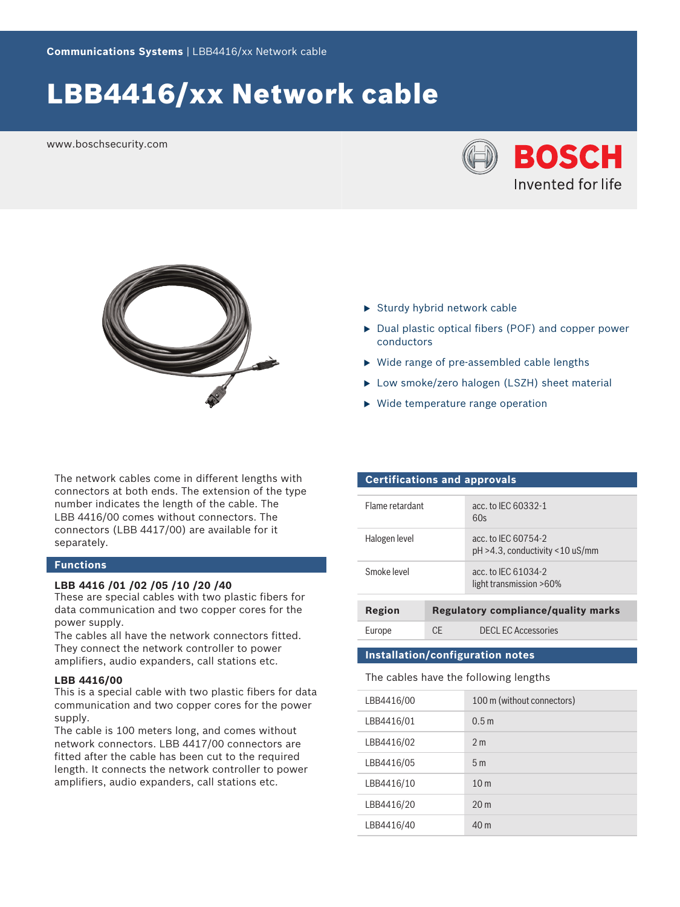Communications Systems | LBB4416/xx Network cable

# LBB4416/xx Network cable

www.boschsecurity.com

- Sturdy hybrid network cable
- Dual plastic optical fibers (POF) and copper power conductors
- Wide range of pre-assembled cable lengths
- Low smoke/zero halogen (LSZH) sheet material
- Wide temperature range operation

The network cables come in different lengths with connectors at both ends. The extension of the type number indicates the length of the cable. The LBB 4416/00 comes without connectors. The connectors (LBB 4417/00) are available for it separately.

## Functions

**LBB 4416 /01 /02 /05 /10 /20 /40**

These are special cables with two plastic fibers for data communication and two copper cores for the power supply.
The cables all have the network connectors fitted. They connect the network controller to power amplifiers, audio expanders, call stations etc.

**LBB 4416/00**

This is a special cable with two plastic fibers for data communication and two copper cores for the power supply.
The cable is 100 meters long, and comes without network connectors. LBB 4417/00 connectors are fitted after the cable has been cut to the required length. It connects the network controller to power amplifiers, audio expanders, call stations etc.

## Certifications and approvals

| | |
|---|---|
| Flame retardant | acc. to IEC 60332-1<br>60s |
| Halogen level | acc. to IEC 60754-2<br>pH >4.3, conductivity <10 uS/mm |
| Smoke level | acc. to IEC 61034-2<br>light transmission >60% |

| Region | Regulatory compliance/quality marks | |
|---|---|---|
| Europe | CE | DECL EC Accessories |

## Installation/configuration notes

The cables have the following lengths

| | |
|---|---|
| LBB4416/00 | 100 m (without connectors) |
| LBB4416/01 | 0.5 m |
| LBB4416/02 | 2 m |
| LBB4416/05 | 5 m |
| LBB4416/10 | 10 m |
| LBB4416/20 | 20 m |
| LBB4416/40 | 40 m |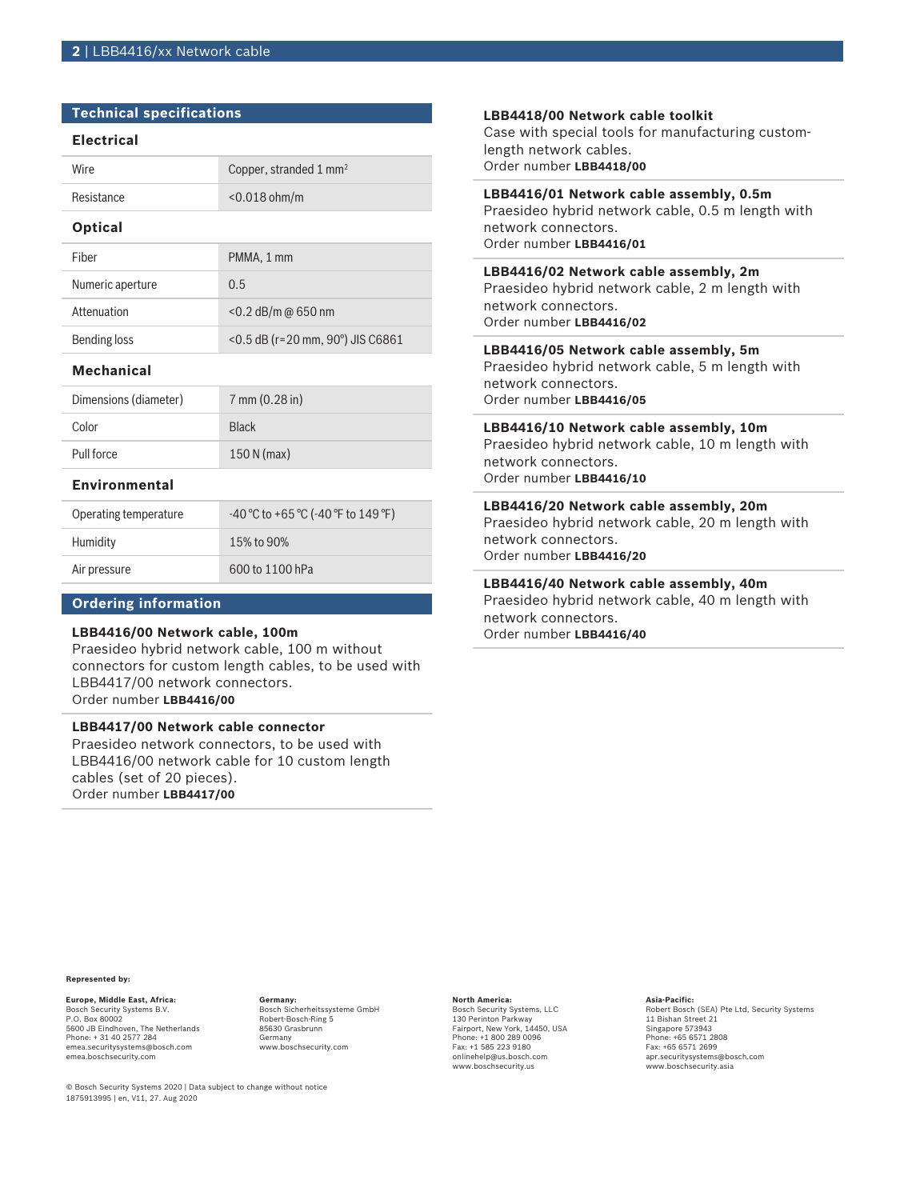## Technical specifications

### Electrical

| | |
|---|---|
| Wire | Copper, stranded 1 mm$^2$ |
| Resistance | <0.018 ohm/m |

### Optical

| | |
|---|---|
| Fiber | PMMA, 1 mm |
| Numeric aperture | 0.5 |
| Attenuation | <0.2 dB/m @ 650 nm |
| Bending loss | <0.5 dB (r=20 mm, 90°) JIS C6861 |

### Mechanical

| | |
|---|---|
| Dimensions (diameter) | 7 mm (0.28 in) |
| Color | Black |
| Pull force | 150 N (max) |

### Environmental

| | |
|---|---|
| Operating temperature | -40 °C to +65 °C (-40 °F to 149 °F) |
| Humidity | 15% to 90% |
| Air pressure | 600 to 1100 hPa |

## Ordering information

**LBB4416/00 Network cable, 100m**
Praesideo hybrid network cable, 100 m without connectors for custom length cables, to be used with LBB4417/00 network connectors.
Order number **LBB4416/00**

**LBB4417/00 Network cable connector**
Praesideo network connectors, to be used with LBB4416/00 network cable for 10 custom length cables (set of 20 pieces).
Order number **LBB4417/00**

**LBB4418/00 Network cable toolkit**
Case with special tools for manufacturing custom-length network cables.
Order number **LBB4418/00**

**LBB4416/01 Network cable assembly, 0.5m**
Praesideo hybrid network cable, 0.5 m length with network connectors.
Order number **LBB4416/01**

**LBB4416/02 Network cable assembly, 2m**
Praesideo hybrid network cable, 2 m length with network connectors.
Order number **LBB4416/02**

**LBB4416/05 Network cable assembly, 5m**
Praesideo hybrid network cable, 5 m length with network connectors.
Order number **LBB4416/05**

**LBB4416/10 Network cable assembly, 10m**
Praesideo hybrid network cable, 10 m length with network connectors.
Order number **LBB4416/10**

**LBB4416/20 Network cable assembly, 20m**
Praesideo hybrid network cable, 20 m length with network connectors.
Order number **LBB4416/20**

**LBB4416/40 Network cable assembly, 40m**
Praesideo hybrid network cable, 40 m length with network connectors.
Order number **LBB4416/40**

**Represented by:**

**Europe, Middle East, Africa:**
Bosch Security Systems B.V.
P.O. Box 80002
5600 JB Eindhoven, The Netherlands
Phone: + 31 40 2577 284
emea.securitysystems@bosch.com
emea.boschsecurity.com

**Germany:**
Bosch Sicherheitssysteme GmbH
Robert-Bosch-Ring 5
85630 Grasbrunn
Germany
www.boschsecurity.com

**North America:**
Bosch Security Systems, LLC
130 Perinton Parkway
Fairport, New York, 14450, USA
Phone: +1 800 289 0096
Fax: +1 585 223 9180
onlinehelp@us.bosch.com
www.boschsecurity.us

**Asia-Pacific:**
Robert Bosch (SEA) Pte Ltd, Security Systems
11 Bishan Street 21
Singapore 573943
Phone: +65 6571 2808
Fax: +65 6571 2699
apr.securitysystems@bosch.com
www.boschsecurity.asia

© Bosch Security Systems 2020 | Data subject to change without notice
1875913995 | en, V11, 27. Aug 2020